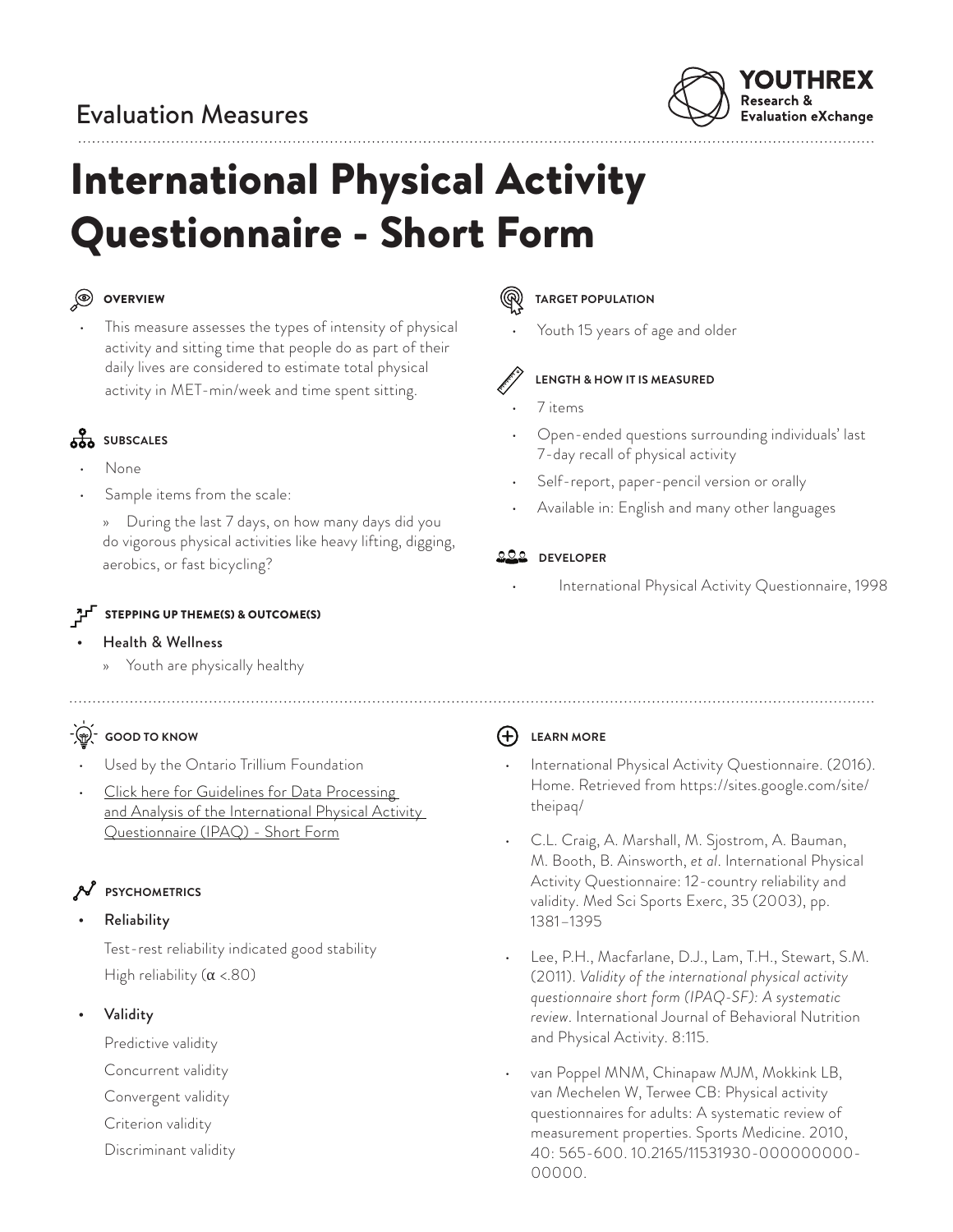Evaluation Measures

YOUTHREX Research & Evaluation eXchange

# International Physical Activity Questionnaire - Short Form

### OVERVIEW

- This measure assesses the types of intensity of physical activity and sitting time that people do as part of their daily lives are considered to estimate total physical activity in MET-min/week and time spent sitting.

### SUBSCALES

- None
- Sample items from the scale:
  - » During the last 7 days, on how many days did you do vigorous physical activities like heavy lifting, digging, aerobics, or fast bicycling?

### STEPPING UP THEME(S) & OUTCOME(S)

- Health & Wellness
  - » Youth are physically healthy

### TARGET POPULATION

- Youth 15 years of age and older

### LENGTH & HOW IT IS MEASURED

- 7 items
- Open-ended questions surrounding individuals' last 7-day recall of physical activity
- Self-report, paper-pencil version or orally
- Available in: English and many other languages

### DEVELOPER

- International Physical Activity Questionnaire, 1998

### GOOD TO KNOW

- Used by the Ontario Trillium Foundation
- Click here for Guidelines for Data Processing and Analysis of the International Physical Activity Questionnaire (IPAQ) - Short Form

### PSYCHOMETRICS

- **Reliability**

  Test-rest reliability indicated good stability

  High reliability (α <.80)

- **Validity**

  Predictive validity

  Concurrent validity

  Convergent validity

  Criterion validity

  Discriminant validity

### LEARN MORE

- International Physical Activity Questionnaire. (2016). Home. Retrieved from https://sites.google.com/site/theipaq/
- C.L. Craig, A. Marshall, M. Sjostrom, A. Bauman, M. Booth, B. Ainsworth, *et al*. International Physical Activity Questionnaire: 12-country reliability and validity. Med Sci Sports Exerc, 35 (2003), pp. 1381–1395
- Lee, P.H., Macfarlane, D.J., Lam, T.H., Stewart, S.M. (2011). *Validity of the international physical activity questionnaire short form (IPAQ-SF): A systematic review*. International Journal of Behavioral Nutrition and Physical Activity. 8:115.
- van Poppel MNM, Chinapaw MJM, Mokkink LB, van Mechelen W, Terwee CB: Physical activity questionnaires for adults: A systematic review of measurement properties. Sports Medicine. 2010, 40: 565-600. 10.2165/11531930-000000000-00000.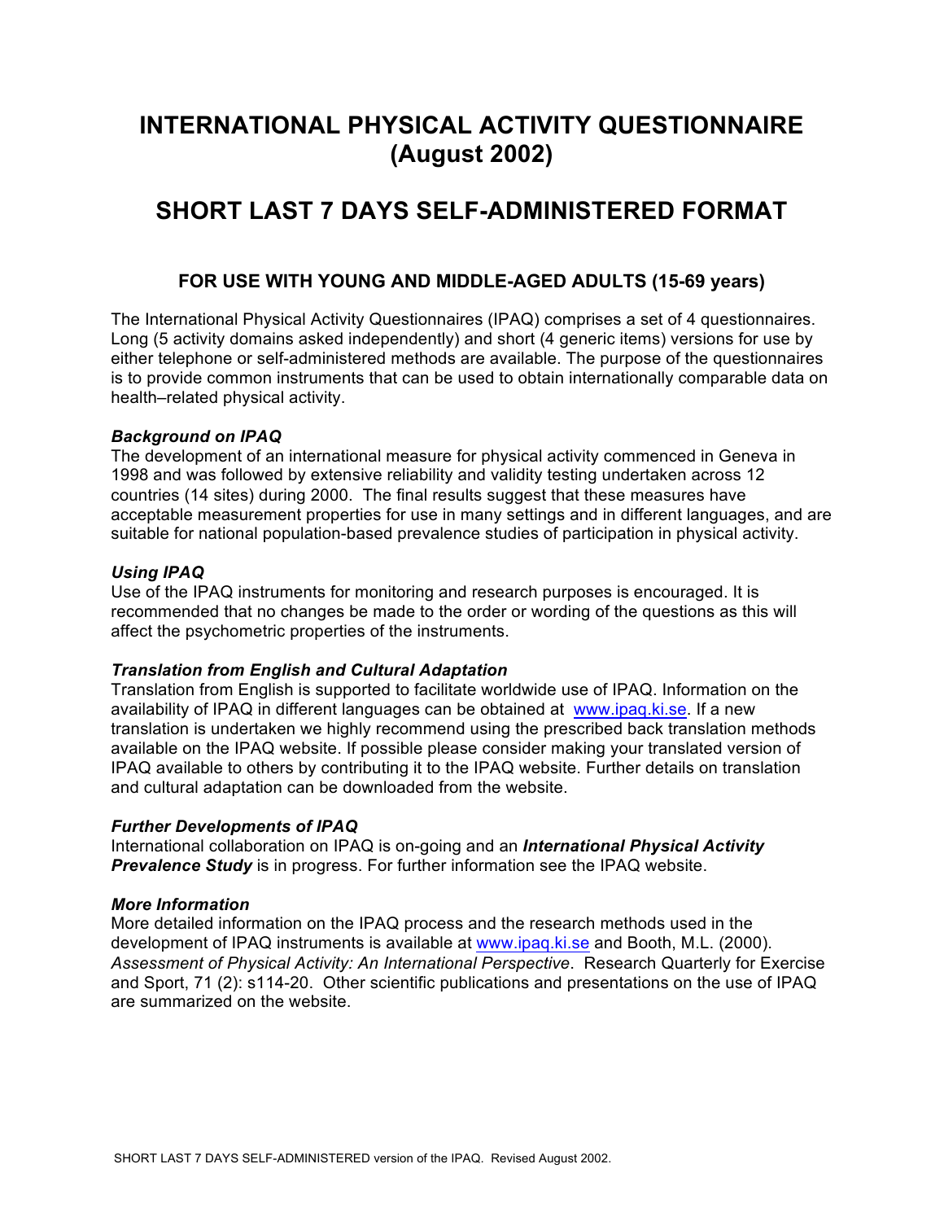# INTERNATIONAL PHYSICAL ACTIVITY QUESTIONNAIRE (August 2002)

# SHORT LAST 7 DAYS SELF-ADMINISTERED FORMAT

## FOR USE WITH YOUNG AND MIDDLE-AGED ADULTS (15-69 years)

The International Physical Activity Questionnaires (IPAQ) comprises a set of 4 questionnaires. Long (5 activity domains asked independently) and short (4 generic items) versions for use by either telephone or self-administered methods are available. The purpose of the questionnaires is to provide common instruments that can be used to obtain internationally comparable data on health–related physical activity.

### *Background on IPAQ*

The development of an international measure for physical activity commenced in Geneva in 1998 and was followed by extensive reliability and validity testing undertaken across 12 countries (14 sites) during 2000. The final results suggest that these measures have acceptable measurement properties for use in many settings and in different languages, and are suitable for national population-based prevalence studies of participation in physical activity.

### *Using IPAQ*

Use of the IPAQ instruments for monitoring and research purposes is encouraged. It is recommended that no changes be made to the order or wording of the questions as this will affect the psychometric properties of the instruments.

### *Translation from English and Cultural Adaptation*

Translation from English is supported to facilitate worldwide use of IPAQ. Information on the availability of IPAQ in different languages can be obtained at www.ipaq.ki.se. If a new translation is undertaken we highly recommend using the prescribed back translation methods available on the IPAQ website. If possible please consider making your translated version of IPAQ available to others by contributing it to the IPAQ website. Further details on translation and cultural adaptation can be downloaded from the website.

### *Further Developments of IPAQ*

International collaboration on IPAQ is on-going and an ***International Physical Activity Prevalence Study*** is in progress. For further information see the IPAQ website.

### *More Information*

More detailed information on the IPAQ process and the research methods used in the development of IPAQ instruments is available at www.ipaq.ki.se and Booth, M.L. (2000). *Assessment of Physical Activity: An International Perspective*. Research Quarterly for Exercise and Sport, 71 (2): s114-20. Other scientific publications and presentations on the use of IPAQ are summarized on the website.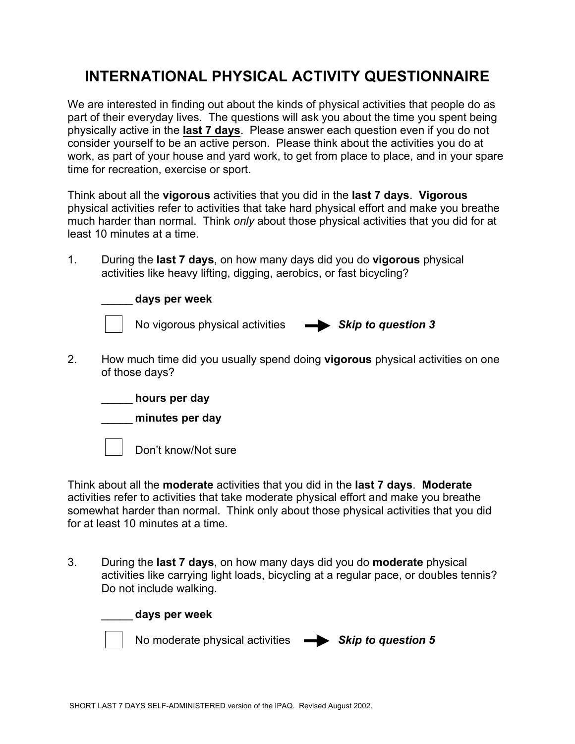# INTERNATIONAL PHYSICAL ACTIVITY QUESTIONNAIRE

We are interested in finding out about the kinds of physical activities that people do as part of their everyday lives. The questions will ask you about the time you spent being physically active in the **last 7 days**. Please answer each question even if you do not consider yourself to be an active person. Please think about the activities you do at work, as part of your house and yard work, to get from place to place, and in your spare time for recreation, exercise or sport.

Think about all the **vigorous** activities that you did in the **last 7 days**. **Vigorous** physical activities refer to activities that take hard physical effort and make you breathe much harder than normal. Think *only* about those physical activities that you did for at least 10 minutes at a time.

1. During the **last 7 days**, on how many days did you do **vigorous** physical activities like heavy lifting, digging, aerobics, or fast bicycling?

   _____ **days per week**

   ☐ No vigorous physical activities → ***Skip to question 3***

2. How much time did you usually spend doing **vigorous** physical activities on one of those days?

   _____ **hours per day**

   _____ **minutes per day**

   ☐ Don't know/Not sure

Think about all the **moderate** activities that you did in the **last 7 days**. **Moderate** activities refer to activities that take moderate physical effort and make you breathe somewhat harder than normal. Think only about those physical activities that you did for at least 10 minutes at a time.

3. During the **last 7 days**, on how many days did you do **moderate** physical activities like carrying light loads, bicycling at a regular pace, or doubles tennis? Do not include walking.

   _____ **days per week**

   ☐ No moderate physical activities → ***Skip to question 5***

SHORT LAST 7 DAYS SELF-ADMINISTERED version of the IPAQ. Revised August 2002.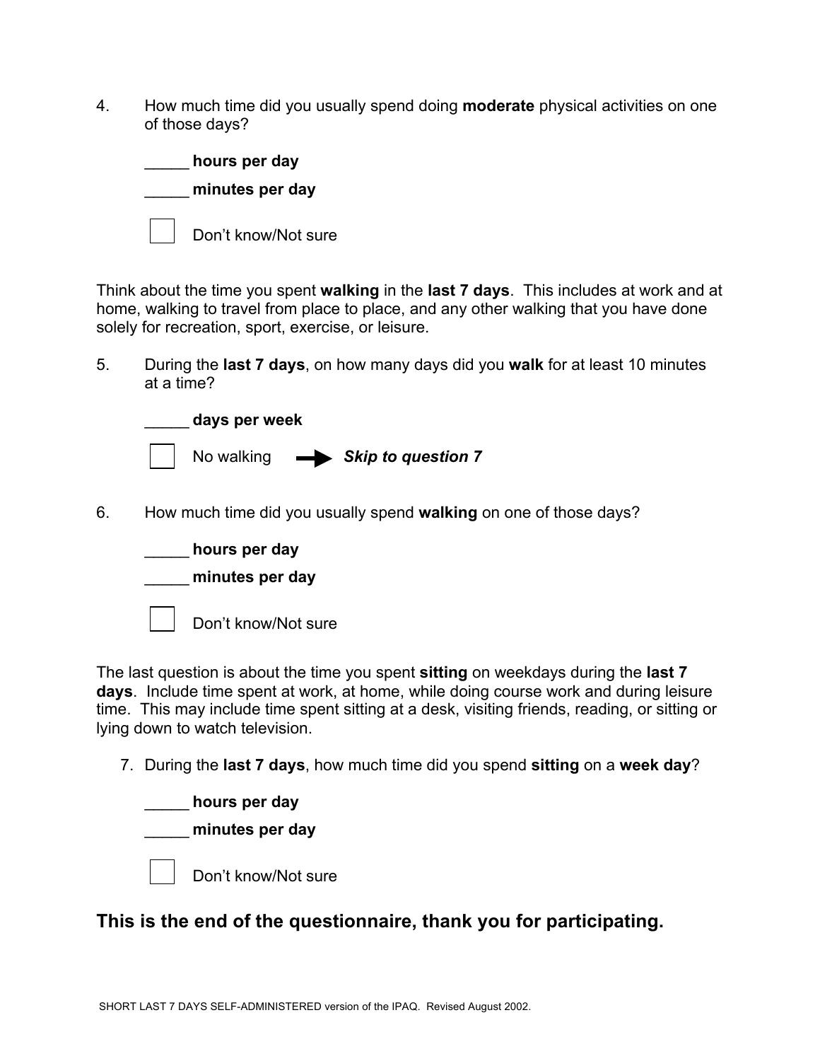4. How much time did you usually spend doing **moderate** physical activities on one of those days?

   _____ **hours per day**

   _____ **minutes per day**

   ☐ Don't know/Not sure

Think about the time you spent **walking** in the **last 7 days**. This includes at work and at home, walking to travel from place to place, and any other walking that you have done solely for recreation, sport, exercise, or leisure.

5. During the **last 7 days**, on how many days did you **walk** for at least 10 minutes at a time?

   _____ **days per week**

   ☐ No walking → ***Skip to question 7***

6. How much time did you usually spend **walking** on one of those days?

   _____ **hours per day**

   _____ **minutes per day**

   ☐ Don't know/Not sure

The last question is about the time you spent **sitting** on weekdays during the **last 7 days**. Include time spent at work, at home, while doing course work and during leisure time. This may include time spent sitting at a desk, visiting friends, reading, or sitting or lying down to watch television.

7. During the **last 7 days**, how much time did you spend **sitting** on a **week day**?

   _____ **hours per day**

   _____ **minutes per day**

   ☐ Don't know/Not sure

## This is the end of the questionnaire, thank you for participating.

SHORT LAST 7 DAYS SELF-ADMINISTERED version of the IPAQ. Revised August 2002.